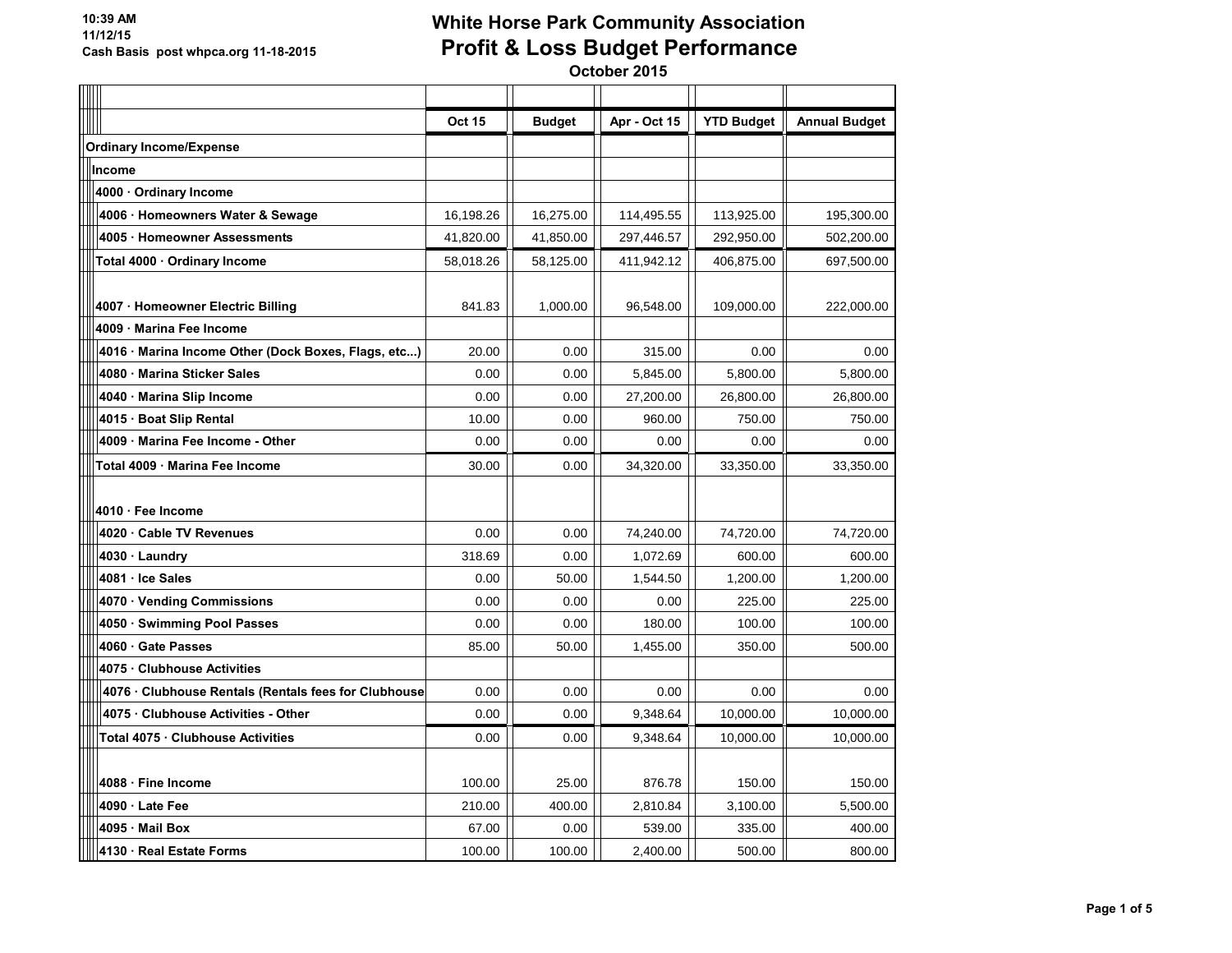10:39 AM
11/12/15
Cash Basis post whpca.org 11-18-2015

# White Horse Park Community Association
## Profit & Loss Budget Performance
### October 2015

| | Oct 15 | Budget | Apr - Oct 15 | YTD Budget | Annual Budget |
|---|---|---|---|---|---|
| **Ordinary Income/Expense** | | | | | |
| **Income** | | | | | |
| **4000 · Ordinary Income** | | | | | |
| **4006 · Homeowners Water & Sewage** | 16,198.26 | 16,275.00 | 114,495.55 | 113,925.00 | 195,300.00 |
| **4005 · Homeowner Assessments** | 41,820.00 | 41,850.00 | 297,446.57 | 292,950.00 | 502,200.00 |
| **Total 4000 · Ordinary Income** | 58,018.26 | 58,125.00 | 411,942.12 | 406,875.00 | 697,500.00 |
| **4007 · Homeowner Electric Billing** | 841.83 | 1,000.00 | 96,548.00 | 109,000.00 | 222,000.00 |
| **4009 · Marina Fee Income** | | | | | |
| **4016 · Marina Income Other (Dock Boxes, Flags, etc...)** | 20.00 | 0.00 | 315.00 | 0.00 | 0.00 |
| **4080 · Marina Sticker Sales** | 0.00 | 0.00 | 5,845.00 | 5,800.00 | 5,800.00 |
| **4040 · Marina Slip Income** | 0.00 | 0.00 | 27,200.00 | 26,800.00 | 26,800.00 |
| **4015 · Boat Slip Rental** | 10.00 | 0.00 | 960.00 | 750.00 | 750.00 |
| **4009 · Marina Fee Income - Other** | 0.00 | 0.00 | 0.00 | 0.00 | 0.00 |
| **Total 4009 · Marina Fee Income** | 30.00 | 0.00 | 34,320.00 | 33,350.00 | 33,350.00 |
| **4010 · Fee Income** | | | | | |
| **4020 · Cable TV Revenues** | 0.00 | 0.00 | 74,240.00 | 74,720.00 | 74,720.00 |
| **4030 · Laundry** | 318.69 | 0.00 | 1,072.69 | 600.00 | 600.00 |
| **4081 · Ice Sales** | 0.00 | 50.00 | 1,544.50 | 1,200.00 | 1,200.00 |
| **4070 · Vending Commissions** | 0.00 | 0.00 | 0.00 | 225.00 | 225.00 |
| **4050 · Swimming Pool Passes** | 0.00 | 0.00 | 180.00 | 100.00 | 100.00 |
| **4060 · Gate Passes** | 85.00 | 50.00 | 1,455.00 | 350.00 | 500.00 |
| **4075 · Clubhouse Activities** | | | | | |
| **4076 · Clubhouse Rentals (Rentals fees for Clubhouse** | 0.00 | 0.00 | 0.00 | 0.00 | 0.00 |
| **4075 · Clubhouse Activities - Other** | 0.00 | 0.00 | 9,348.64 | 10,000.00 | 10,000.00 |
| **Total 4075 · Clubhouse Activities** | 0.00 | 0.00 | 9,348.64 | 10,000.00 | 10,000.00 |
| **4088 · Fine Income** | 100.00 | 25.00 | 876.78 | 150.00 | 150.00 |
| **4090 · Late Fee** | 210.00 | 400.00 | 2,810.84 | 3,100.00 | 5,500.00 |
| **4095 · Mail Box** | 67.00 | 0.00 | 539.00 | 335.00 | 400.00 |
| **4130 · Real Estate Forms** | 100.00 | 100.00 | 2,400.00 | 500.00 | 800.00 |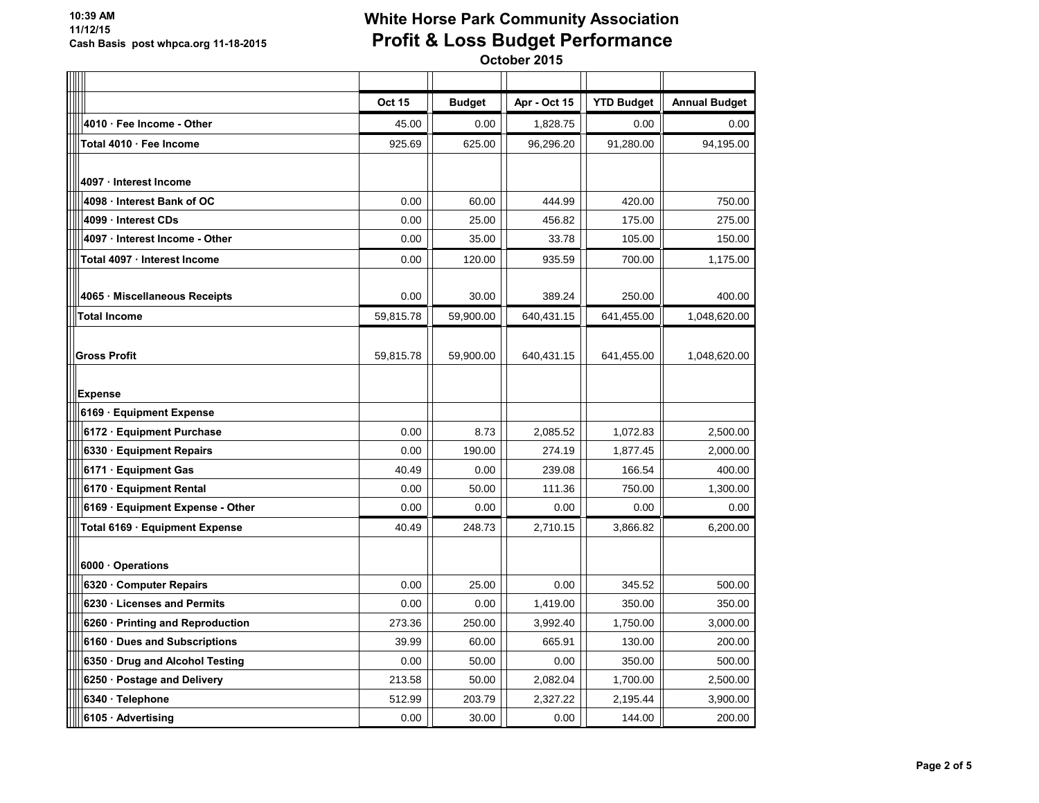# White Horse Park Community Association
## Profit & Loss Budget Performance
### October 2015

10:39 AM
11/12/15
Cash Basis post whpca.org 11-18-2015

| | Oct 15 | Budget | Apr - Oct 15 | YTD Budget | Annual Budget |
|---|---|---|---|---|---|
| 4010 · Fee Income - Other | 45.00 | 0.00 | 1,828.75 | 0.00 | 0.00 |
| Total 4010 · Fee Income | 925.69 | 625.00 | 96,296.20 | 91,280.00 | 94,195.00 |
| 4097 · Interest Income | | | | | |
| 4098 · Interest Bank of OC | 0.00 | 60.00 | 444.99 | 420.00 | 750.00 |
| 4099 · Interest CDs | 0.00 | 25.00 | 456.82 | 175.00 | 275.00 |
| 4097 · Interest Income - Other | 0.00 | 35.00 | 33.78 | 105.00 | 150.00 |
| Total 4097 · Interest Income | 0.00 | 120.00 | 935.59 | 700.00 | 1,175.00 |
| 4065 · Miscellaneous Receipts | 0.00 | 30.00 | 389.24 | 250.00 | 400.00 |
| Total Income | 59,815.78 | 59,900.00 | 640,431.15 | 641,455.00 | 1,048,620.00 |
| Gross Profit | 59,815.78 | 59,900.00 | 640,431.15 | 641,455.00 | 1,048,620.00 |
| Expense | | | | | |
| 6169 · Equipment Expense | | | | | |
| 6172 · Equipment Purchase | 0.00 | 8.73 | 2,085.52 | 1,072.83 | 2,500.00 |
| 6330 · Equipment Repairs | 0.00 | 190.00 | 274.19 | 1,877.45 | 2,000.00 |
| 6171 · Equipment Gas | 40.49 | 0.00 | 239.08 | 166.54 | 400.00 |
| 6170 · Equipment Rental | 0.00 | 50.00 | 111.36 | 750.00 | 1,300.00 |
| 6169 · Equipment Expense - Other | 0.00 | 0.00 | 0.00 | 0.00 | 0.00 |
| Total 6169 · Equipment Expense | 40.49 | 248.73 | 2,710.15 | 3,866.82 | 6,200.00 |
| 6000 · Operations | | | | | |
| 6320 · Computer Repairs | 0.00 | 25.00 | 0.00 | 345.52 | 500.00 |
| 6230 · Licenses and Permits | 0.00 | 0.00 | 1,419.00 | 350.00 | 350.00 |
| 6260 · Printing and Reproduction | 273.36 | 250.00 | 3,992.40 | 1,750.00 | 3,000.00 |
| 6160 · Dues and Subscriptions | 39.99 | 60.00 | 665.91 | 130.00 | 200.00 |
| 6350 · Drug and Alcohol Testing | 0.00 | 50.00 | 0.00 | 350.00 | 500.00 |
| 6250 · Postage and Delivery | 213.58 | 50.00 | 2,082.04 | 1,700.00 | 2,500.00 |
| 6340 · Telephone | 512.99 | 203.79 | 2,327.22 | 2,195.44 | 3,900.00 |
| 6105 · Advertising | 0.00 | 30.00 | 0.00 | 144.00 | 200.00 |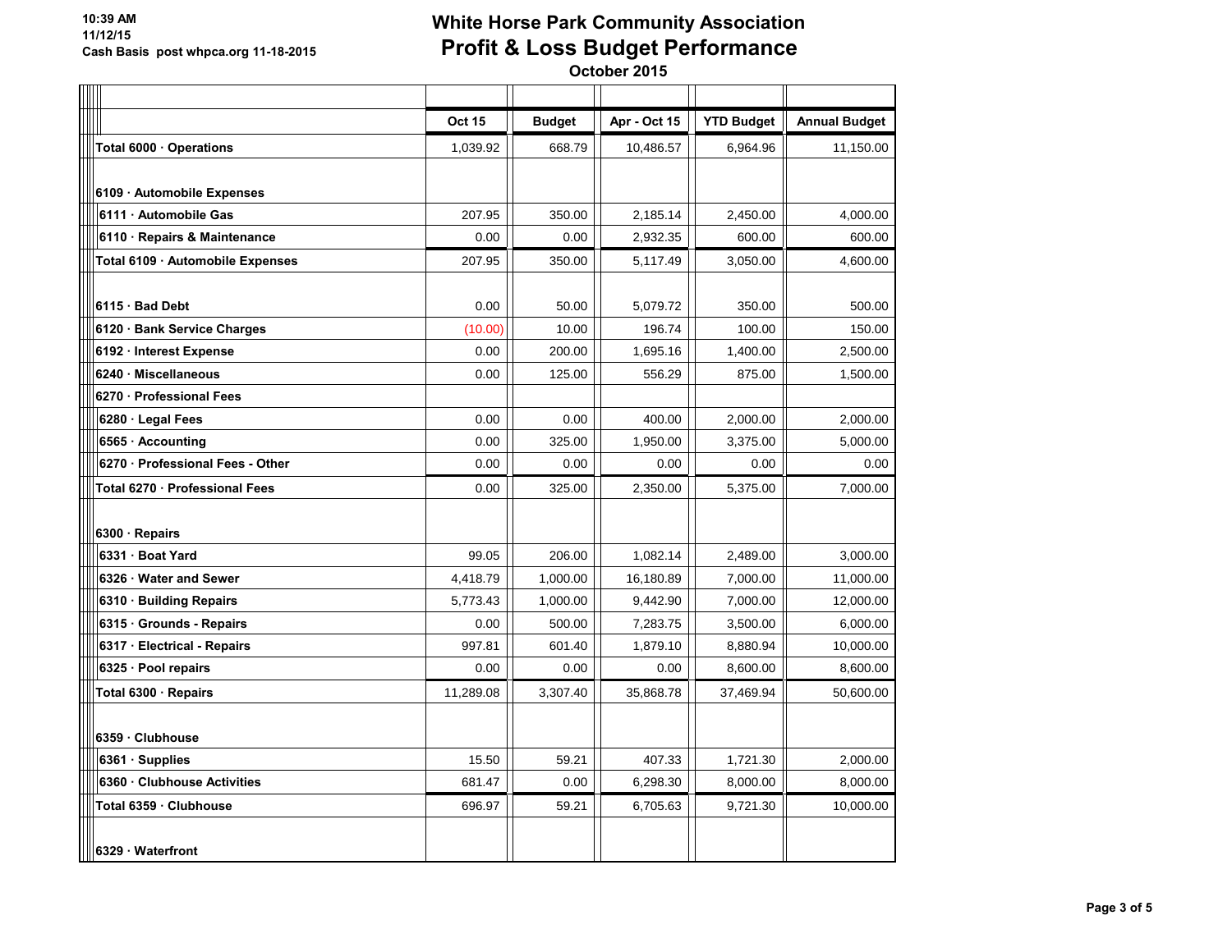10:39 AM
11/12/15
Cash Basis post whpca.org 11-18-2015

# White Horse Park Community Association
## Profit & Loss Budget Performance
### October 2015

| | Oct 15 | Budget | Apr - Oct 15 | YTD Budget | Annual Budget |
|---|---|---|---|---|---|
| **Total 6000 · Operations** | 1,039.92 | 668.79 | 10,486.57 | 6,964.96 | 11,150.00 |
| **6109 · Automobile Expenses** | | | | | |
| **6111 · Automobile Gas** | 207.95 | 350.00 | 2,185.14 | 2,450.00 | 4,000.00 |
| **6110 · Repairs & Maintenance** | 0.00 | 0.00 | 2,932.35 | 600.00 | 600.00 |
| **Total 6109 · Automobile Expenses** | 207.95 | 350.00 | 5,117.49 | 3,050.00 | 4,600.00 |
| **6115 · Bad Debt** | 0.00 | 50.00 | 5,079.72 | 350.00 | 500.00 |
| **6120 · Bank Service Charges** | (10.00) | 10.00 | 196.74 | 100.00 | 150.00 |
| **6192 · Interest Expense** | 0.00 | 200.00 | 1,695.16 | 1,400.00 | 2,500.00 |
| **6240 · Miscellaneous** | 0.00 | 125.00 | 556.29 | 875.00 | 1,500.00 |
| **6270 · Professional Fees** | | | | | |
| **6280 · Legal Fees** | 0.00 | 0.00 | 400.00 | 2,000.00 | 2,000.00 |
| **6565 · Accounting** | 0.00 | 325.00 | 1,950.00 | 3,375.00 | 5,000.00 |
| **6270 · Professional Fees - Other** | 0.00 | 0.00 | 0.00 | 0.00 | 0.00 |
| **Total 6270 · Professional Fees** | 0.00 | 325.00 | 2,350.00 | 5,375.00 | 7,000.00 |
| **6300 · Repairs** | | | | | |
| **6331 · Boat Yard** | 99.05 | 206.00 | 1,082.14 | 2,489.00 | 3,000.00 |
| **6326 · Water and Sewer** | 4,418.79 | 1,000.00 | 16,180.89 | 7,000.00 | 11,000.00 |
| **6310 · Building Repairs** | 5,773.43 | 1,000.00 | 9,442.90 | 7,000.00 | 12,000.00 |
| **6315 · Grounds - Repairs** | 0.00 | 500.00 | 7,283.75 | 3,500.00 | 6,000.00 |
| **6317 · Electrical - Repairs** | 997.81 | 601.40 | 1,879.10 | 8,880.94 | 10,000.00 |
| **6325 · Pool repairs** | 0.00 | 0.00 | 0.00 | 8,600.00 | 8,600.00 |
| **Total 6300 · Repairs** | 11,289.08 | 3,307.40 | 35,868.78 | 37,469.94 | 50,600.00 |
| **6359 · Clubhouse** | | | | | |
| **6361 · Supplies** | 15.50 | 59.21 | 407.33 | 1,721.30 | 2,000.00 |
| **6360 · Clubhouse Activities** | 681.47 | 0.00 | 6,298.30 | 8,000.00 | 8,000.00 |
| **Total 6359 · Clubhouse** | 696.97 | 59.21 | 6,705.63 | 9,721.30 | 10,000.00 |
| **6329 · Waterfront** | | | | | |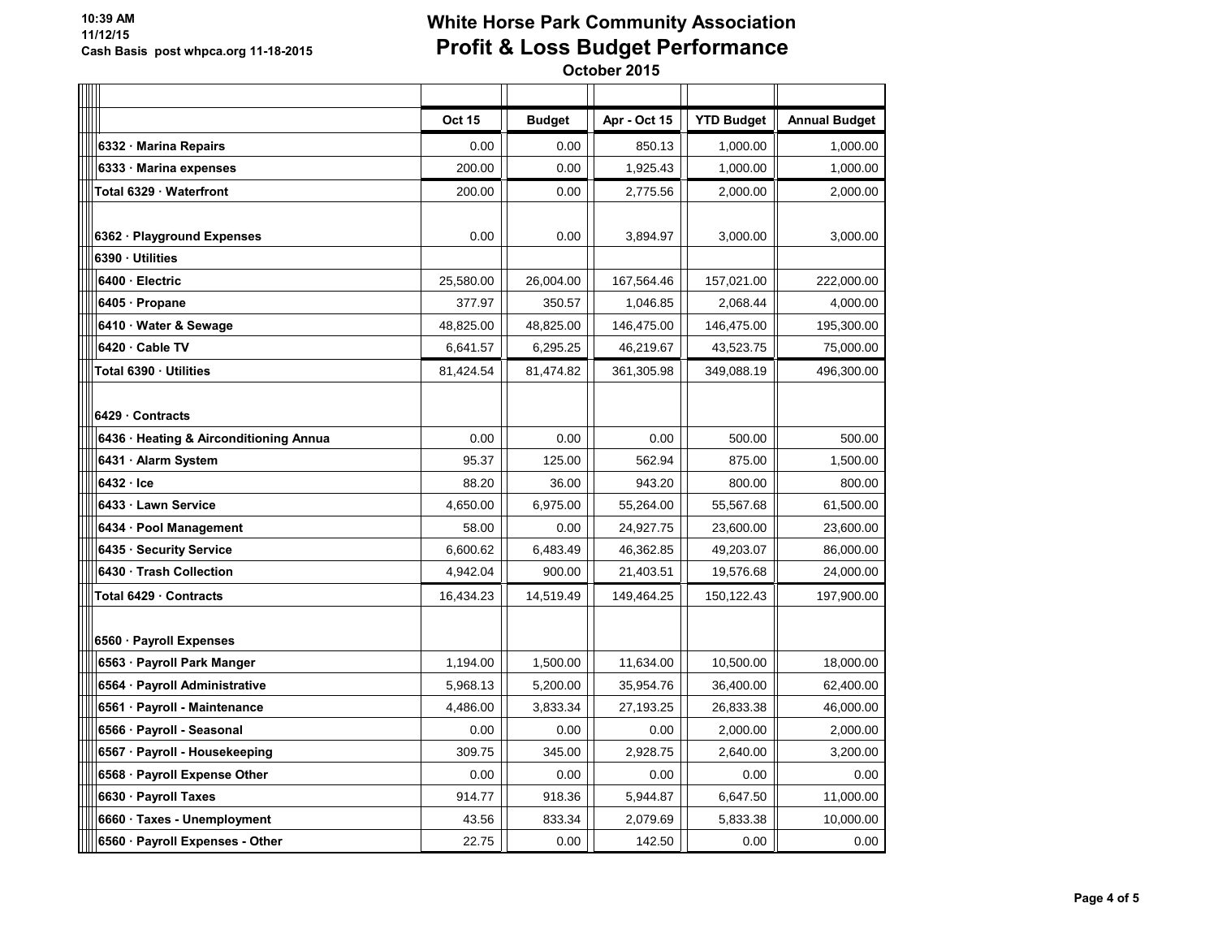# White Horse Park Community Association

## Profit & Loss Budget Performance

**October 2015**

10:39 AM
11/12/15
Cash Basis post whpca.org 11-18-2015

| | Oct 15 | Budget | Apr - Oct 15 | YTD Budget | Annual Budget |
|---|---|---|---|---|---|
| 6332 · Marina Repairs | 0.00 | 0.00 | 850.13 | 1,000.00 | 1,000.00 |
| 6333 · Marina expenses | 200.00 | 0.00 | 1,925.43 | 1,000.00 | 1,000.00 |
| Total 6329 · Waterfront | 200.00 | 0.00 | 2,775.56 | 2,000.00 | 2,000.00 |
| 6362 · Playground Expenses | 0.00 | 0.00 | 3,894.97 | 3,000.00 | 3,000.00 |
| 6390 · Utilities | | | | | |
| 6400 · Electric | 25,580.00 | 26,004.00 | 167,564.46 | 157,021.00 | 222,000.00 |
| 6405 · Propane | 377.97 | 350.57 | 1,046.85 | 2,068.44 | 4,000.00 |
| 6410 · Water & Sewage | 48,825.00 | 48,825.00 | 146,475.00 | 146,475.00 | 195,300.00 |
| 6420 · Cable TV | 6,641.57 | 6,295.25 | 46,219.67 | 43,523.75 | 75,000.00 |
| Total 6390 · Utilities | 81,424.54 | 81,474.82 | 361,305.98 | 349,088.19 | 496,300.00 |
| 6429 · Contracts | | | | | |
| 6436 · Heating & Airconditioning Annua | 0.00 | 0.00 | 0.00 | 500.00 | 500.00 |
| 6431 · Alarm System | 95.37 | 125.00 | 562.94 | 875.00 | 1,500.00 |
| 6432 · Ice | 88.20 | 36.00 | 943.20 | 800.00 | 800.00 |
| 6433 · Lawn Service | 4,650.00 | 6,975.00 | 55,264.00 | 55,567.68 | 61,500.00 |
| 6434 · Pool Management | 58.00 | 0.00 | 24,927.75 | 23,600.00 | 23,600.00 |
| 6435 · Security Service | 6,600.62 | 6,483.49 | 46,362.85 | 49,203.07 | 86,000.00 |
| 6430 · Trash Collection | 4,942.04 | 900.00 | 21,403.51 | 19,576.68 | 24,000.00 |
| Total 6429 · Contracts | 16,434.23 | 14,519.49 | 149,464.25 | 150,122.43 | 197,900.00 |
| 6560 · Payroll Expenses | | | | | |
| 6563 · Payroll Park Manger | 1,194.00 | 1,500.00 | 11,634.00 | 10,500.00 | 18,000.00 |
| 6564 · Payroll Administrative | 5,968.13 | 5,200.00 | 35,954.76 | 36,400.00 | 62,400.00 |
| 6561 · Payroll - Maintenance | 4,486.00 | 3,833.34 | 27,193.25 | 26,833.38 | 46,000.00 |
| 6566 · Payroll - Seasonal | 0.00 | 0.00 | 0.00 | 2,000.00 | 2,000.00 |
| 6567 · Payroll - Housekeeping | 309.75 | 345.00 | 2,928.75 | 2,640.00 | 3,200.00 |
| 6568 · Payroll Expense Other | 0.00 | 0.00 | 0.00 | 0.00 | 0.00 |
| 6630 · Payroll Taxes | 914.77 | 918.36 | 5,944.87 | 6,647.50 | 11,000.00 |
| 6660 · Taxes - Unemployment | 43.56 | 833.34 | 2,079.69 | 5,833.38 | 10,000.00 |
| 6560 · Payroll Expenses - Other | 22.75 | 0.00 | 142.50 | 0.00 | 0.00 |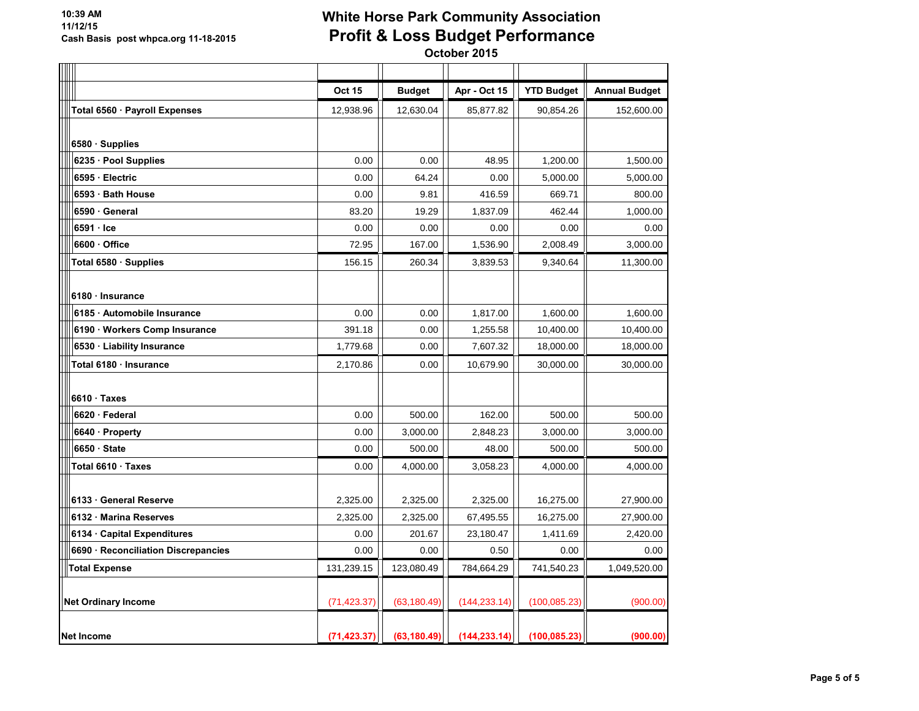10:39 AM
11/12/15
Cash Basis post whpca.org 11-18-2015

# White Horse Park Community Association
## Profit & Loss Budget Performance
### October 2015

| | Oct 15 | Budget | Apr - Oct 15 | YTD Budget | Annual Budget |
|---|---|---|---|---|---|
| **Total 6560 · Payroll Expenses** | 12,938.96 | 12,630.04 | 85,877.82 | 90,854.26 | 152,600.00 |
| **6580 · Supplies** | | | | | |
| **6235 · Pool Supplies** | 0.00 | 0.00 | 48.95 | 1,200.00 | 1,500.00 |
| **6595 · Electric** | 0.00 | 64.24 | 0.00 | 5,000.00 | 5,000.00 |
| **6593 · Bath House** | 0.00 | 9.81 | 416.59 | 669.71 | 800.00 |
| **6590 · General** | 83.20 | 19.29 | 1,837.09 | 462.44 | 1,000.00 |
| **6591 · Ice** | 0.00 | 0.00 | 0.00 | 0.00 | 0.00 |
| **6600 · Office** | 72.95 | 167.00 | 1,536.90 | 2,008.49 | 3,000.00 |
| **Total 6580 · Supplies** | 156.15 | 260.34 | 3,839.53 | 9,340.64 | 11,300.00 |
| **6180 · Insurance** | | | | | |
| **6185 · Automobile Insurance** | 0.00 | 0.00 | 1,817.00 | 1,600.00 | 1,600.00 |
| **6190 · Workers Comp Insurance** | 391.18 | 0.00 | 1,255.58 | 10,400.00 | 10,400.00 |
| **6530 · Liability Insurance** | 1,779.68 | 0.00 | 7,607.32 | 18,000.00 | 18,000.00 |
| **Total 6180 · Insurance** | 2,170.86 | 0.00 | 10,679.90 | 30,000.00 | 30,000.00 |
| **6610 · Taxes** | | | | | |
| **6620 · Federal** | 0.00 | 500.00 | 162.00 | 500.00 | 500.00 |
| **6640 · Property** | 0.00 | 3,000.00 | 2,848.23 | 3,000.00 | 3,000.00 |
| **6650 · State** | 0.00 | 500.00 | 48.00 | 500.00 | 500.00 |
| **Total 6610 · Taxes** | 0.00 | 4,000.00 | 3,058.23 | 4,000.00 | 4,000.00 |
| **6133 · General Reserve** | 2,325.00 | 2,325.00 | 2,325.00 | 16,275.00 | 27,900.00 |
| **6132 · Marina Reserves** | 2,325.00 | 2,325.00 | 67,495.55 | 16,275.00 | 27,900.00 |
| **6134 · Capital Expenditures** | 0.00 | 201.67 | 23,180.47 | 1,411.69 | 2,420.00 |
| **6690 · Reconciliation Discrepancies** | 0.00 | 0.00 | 0.50 | 0.00 | 0.00 |
| **Total Expense** | 131,239.15 | 123,080.49 | 784,664.29 | 741,540.23 | 1,049,520.00 |
| **Net Ordinary Income** | (71,423.37) | (63,180.49) | (144,233.14) | (100,085.23) | (900.00) |
| **Net Income** | **(71,423.37)** | **(63,180.49)** | **(144,233.14)** | **(100,085.23)** | **(900.00)** |